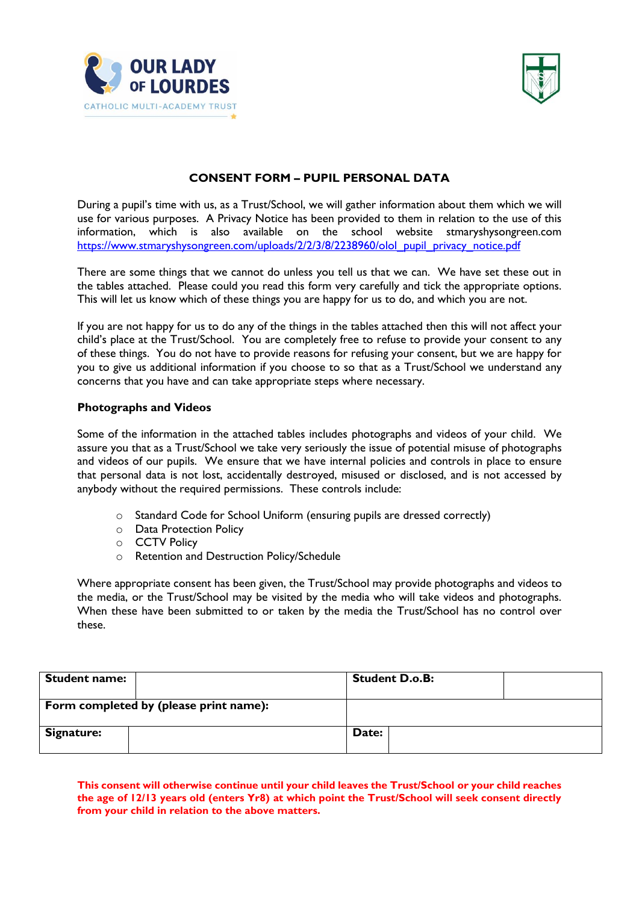OUR LADY OF LOURDES

CATHOLIC MULTI-ACADEMY TRUST

## CONSENT FORM – PUPIL PERSONAL DATA

During a pupil's time with us, as a Trust/School, we will gather information about them which we will use for various purposes. A Privacy Notice has been provided to them in relation to the use of this information, which is also available on the school website stmaryshysongreen.com https://www.stmaryshysongreen.com/uploads/2/2/3/8/2238960/olol_pupil_privacy_notice.pdf

There are some things that we cannot do unless you tell us that we can. We have set these out in the tables attached. Please could you read this form very carefully and tick the appropriate options. This will let us know which of these things you are happy for us to do, and which you are not.

If you are not happy for us to do any of the things in the tables attached then this will not affect your child's place at the Trust/School. You are completely free to refuse to provide your consent to any of these things. You do not have to provide reasons for refusing your consent, but we are happy for you to give us additional information if you choose to so that as a Trust/School we understand any concerns that you have and can take appropriate steps where necessary.

### Photographs and Videos

Some of the information in the attached tables includes photographs and videos of your child. We assure you that as a Trust/School we take very seriously the issue of potential misuse of photographs and videos of our pupils. We ensure that we have internal policies and controls in place to ensure that personal data is not lost, accidentally destroyed, misused or disclosed, and is not accessed by anybody without the required permissions. These controls include:

- Standard Code for School Uniform (ensuring pupils are dressed correctly)
- Data Protection Policy
- CCTV Policy
- Retention and Destruction Policy/Schedule

Where appropriate consent has been given, the Trust/School may provide photographs and videos to the media, or the Trust/School may be visited by the media who will take videos and photographs. When these have been submitted to or taken by the media the Trust/School has no control over these.

| **Student name:** | | **Student D.o.B:** | |
|---|---|---|---|
| **Form completed by (please print name):** | | | |
| **Signature:** | | **Date:** | |

**This consent will otherwise continue until your child leaves the Trust/School or your child reaches the age of 12/13 years old (enters Yr8) at which point the Trust/School will seek consent directly from your child in relation to the above matters.**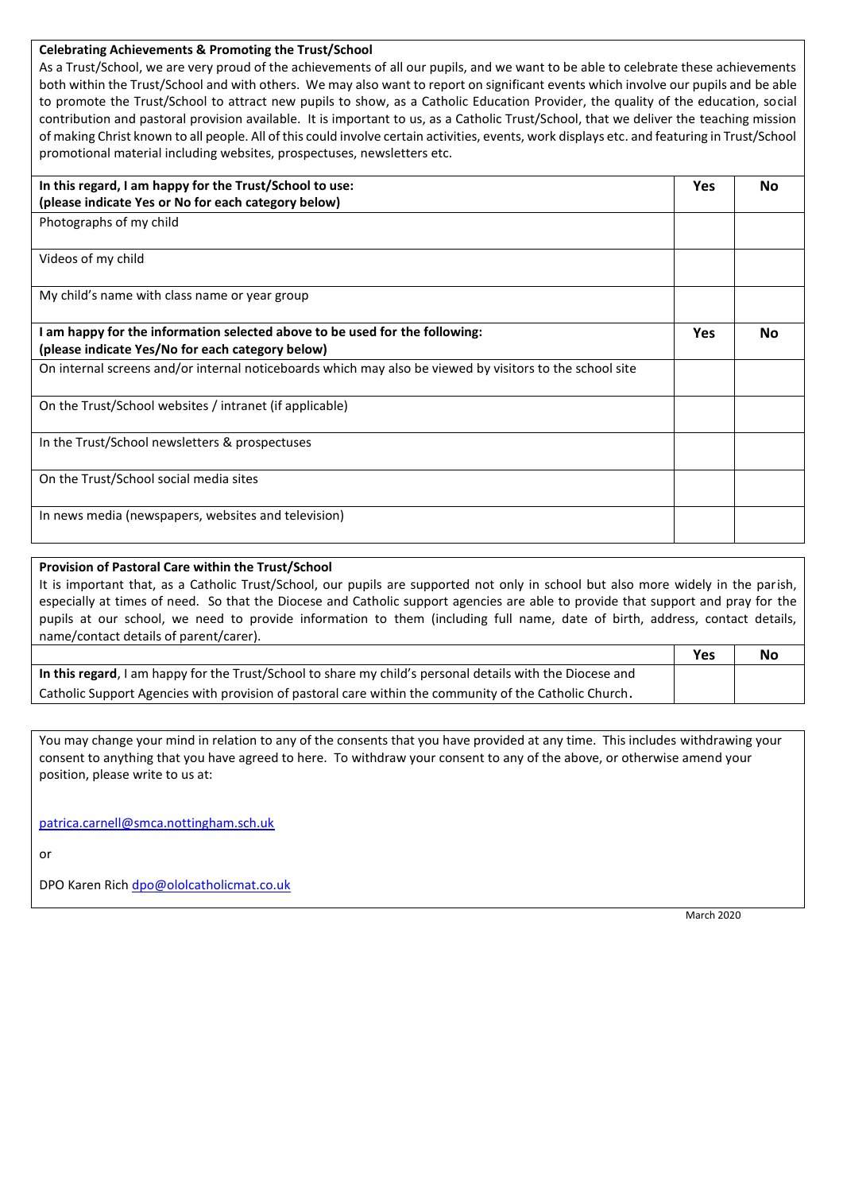**Celebrating Achievements & Promoting the Trust/School**

As a Trust/School, we are very proud of the achievements of all our pupils, and we want to be able to celebrate these achievements both within the Trust/School and with others. We may also want to report on significant events which involve our pupils and be able to promote the Trust/School to attract new pupils to show, as a Catholic Education Provider, the quality of the education, social contribution and pastoral provision available. It is important to us, as a Catholic Trust/School, that we deliver the teaching mission of making Christ known to all people. All of this could involve certain activities, events, work displays etc. and featuring in Trust/School promotional material including websites, prospectuses, newsletters etc.

| **In this regard, I am happy for the Trust/School to use:** **(please indicate Yes or No for each category below)** | **Yes** | **No** |
|---|---|---|
| Photographs of my child | | |
| Videos of my child | | |
| My child's name with class name or year group | | |
| **I am happy for the information selected above to be used for the following:** **(please indicate Yes/No for each category below)** | **Yes** | **No** |
| On internal screens and/or internal noticeboards which may also be viewed by visitors to the school site | | |
| On the Trust/School websites / intranet (if applicable) | | |
| In the Trust/School newsletters & prospectuses | | |
| On the Trust/School social media sites | | |
| In news media (newspapers, websites and television) | | |

**Provision of Pastoral Care within the Trust/School**

It is important that, as a Catholic Trust/School, our pupils are supported not only in school but also more widely in the parish, especially at times of need. So that the Diocese and Catholic support agencies are able to provide that support and pray for the pupils at our school, we need to provide information to them (including full name, date of birth, address, contact details, name/contact details of parent/carer).

| | **Yes** | **No** |
|---|---|---|
| **In this regard**, I am happy for the Trust/School to share my child's personal details with the Diocese and Catholic Support Agencies with provision of pastoral care within the community of the Catholic Church. | | |

You may change your mind in relation to any of the consents that you have provided at any time. This includes withdrawing your consent to anything that you have agreed to here. To withdraw your consent to any of the above, or otherwise amend your position, please write to us at:

patrica.carnell@smca.nottingham.sch.uk

or

DPO Karen Rich dpo@ololcatholicmat.co.uk

March 2020